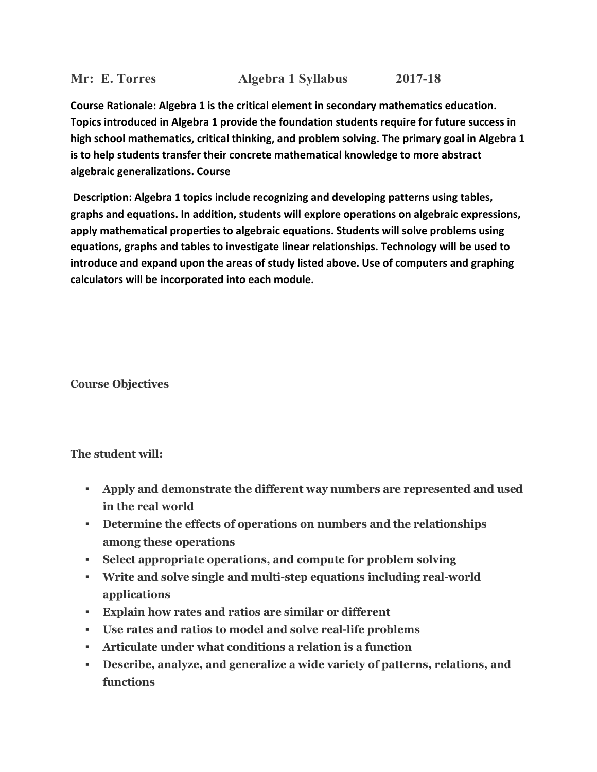# Mr: E. Torres Algebra 1 Syllabus 2017-18

**Course Rationale: Algebra 1 is the critical element in secondary mathematics education. Topics introduced in Algebra 1 provide the foundation students require for future success in high school mathematics, critical thinking, and problem solving. The primary goal in Algebra 1 is to help students transfer their concrete mathematical knowledge to more abstract algebraic generalizations. Course**

**Description: Algebra 1 topics include recognizing and developing patterns using tables, graphs and equations. In addition, students will explore operations on algebraic expressions, apply mathematical properties to algebraic equations. Students will solve problems using equations, graphs and tables to investigate linear relationships. Technology will be used to introduce and expand upon the areas of study listed above. Use of computers and graphing calculators will be incorporated into each module.**

## Course Objectives

**The student will:**

- **Apply and demonstrate the different way numbers are represented and used in the real world**
- **Determine the effects of operations on numbers and the relationships among these operations**
- **Select appropriate operations, and compute for problem solving**
- **Write and solve single and multi-step equations including real-world applications**
- **Explain how rates and ratios are similar or different**
- **Use rates and ratios to model and solve real-life problems**
- **Articulate under what conditions a relation is a function**
- **Describe, analyze, and generalize a wide variety of patterns, relations, and functions**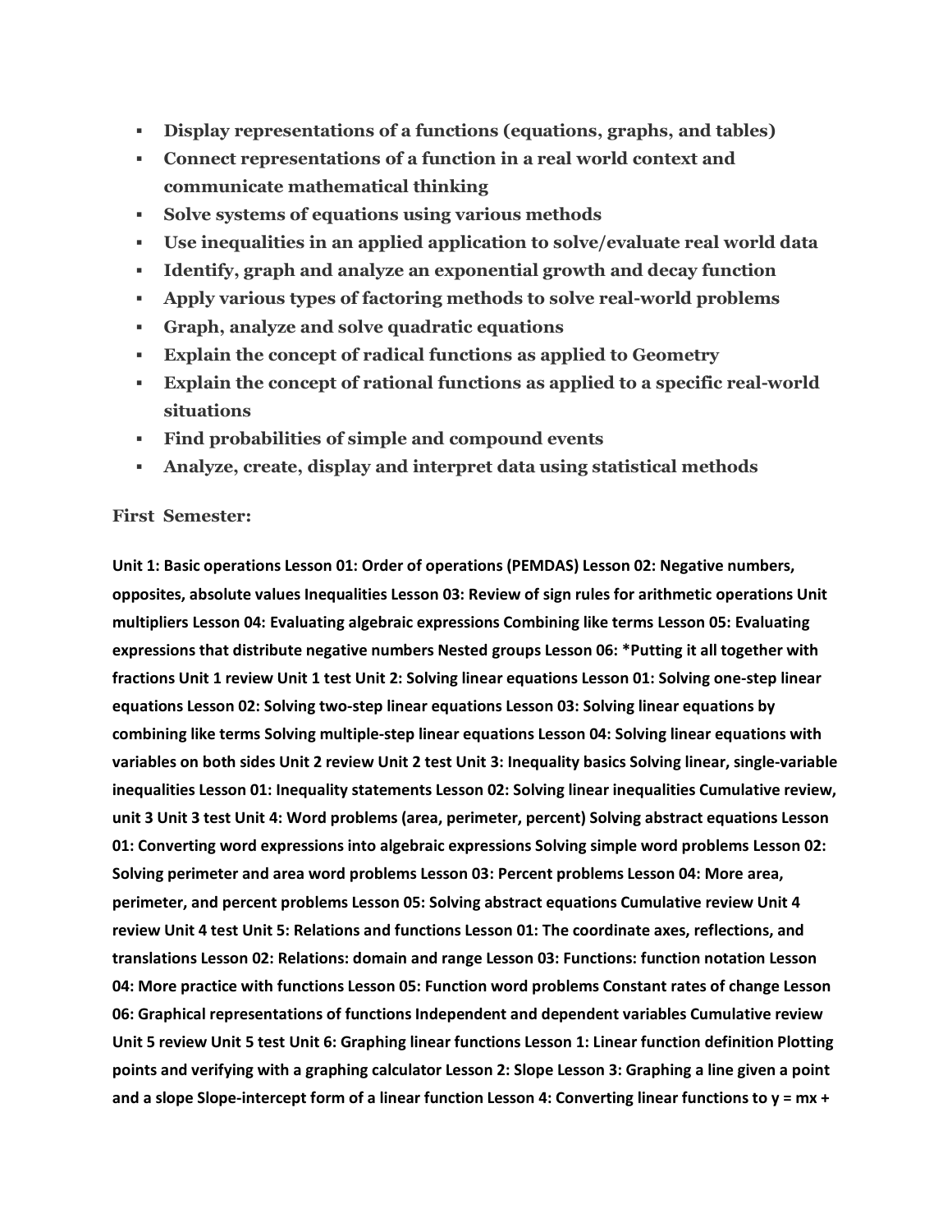- **Display representations of a functions (equations, graphs, and tables)**
- **Connect representations of a function in a real world context and communicate mathematical thinking**
- **Solve systems of equations using various methods**
- **Use inequalities in an applied application to solve/evaluate real world data**
- **Identify, graph and analyze an exponential growth and decay function**
- **Apply various types of factoring methods to solve real-world problems**
- **Graph, analyze and solve quadratic equations**
- **Explain the concept of radical functions as applied to Geometry**
- **Explain the concept of rational functions as applied to a specific real-world situations**
- **Find probabilities of simple and compound events**
- **Analyze, create, display and interpret data using statistical methods**

**First Semester:**

**Unit 1: Basic operations Lesson 01: Order of operations (PEMDAS) Lesson 02: Negative numbers, opposites, absolute values Inequalities Lesson 03: Review of sign rules for arithmetic operations Unit multipliers Lesson 04: Evaluating algebraic expressions Combining like terms Lesson 05: Evaluating expressions that distribute negative numbers Nested groups Lesson 06: *Putting it all together with fractions Unit 1 review Unit 1 test Unit 2: Solving linear equations Lesson 01: Solving one-step linear equations Lesson 02: Solving two-step linear equations Lesson 03: Solving linear equations by combining like terms Solving multiple-step linear equations Lesson 04: Solving linear equations with variables on both sides Unit 2 review Unit 2 test Unit 3: Inequality basics Solving linear, single-variable inequalities Lesson 01: Inequality statements Lesson 02: Solving linear inequalities Cumulative review, unit 3 Unit 3 test Unit 4: Word problems (area, perimeter, percent) Solving abstract equations Lesson 01: Converting word expressions into algebraic expressions Solving simple word problems Lesson 02: Solving perimeter and area word problems Lesson 03: Percent problems Lesson 04: More area, perimeter, and percent problems Lesson 05: Solving abstract equations Cumulative review Unit 4 review Unit 4 test Unit 5: Relations and functions Lesson 01: The coordinate axes, reflections, and translations Lesson 02: Relations: domain and range Lesson 03: Functions: function notation Lesson 04: More practice with functions Lesson 05: Function word problems Constant rates of change Lesson 06: Graphical representations of functions Independent and dependent variables Cumulative review Unit 5 review Unit 5 test Unit 6: Graphing linear functions Lesson 1: Linear function definition Plotting points and verifying with a graphing calculator Lesson 2: Slope Lesson 3: Graphing a line given a point and a slope Slope-intercept form of a linear function Lesson 4: Converting linear functions to y = mx +**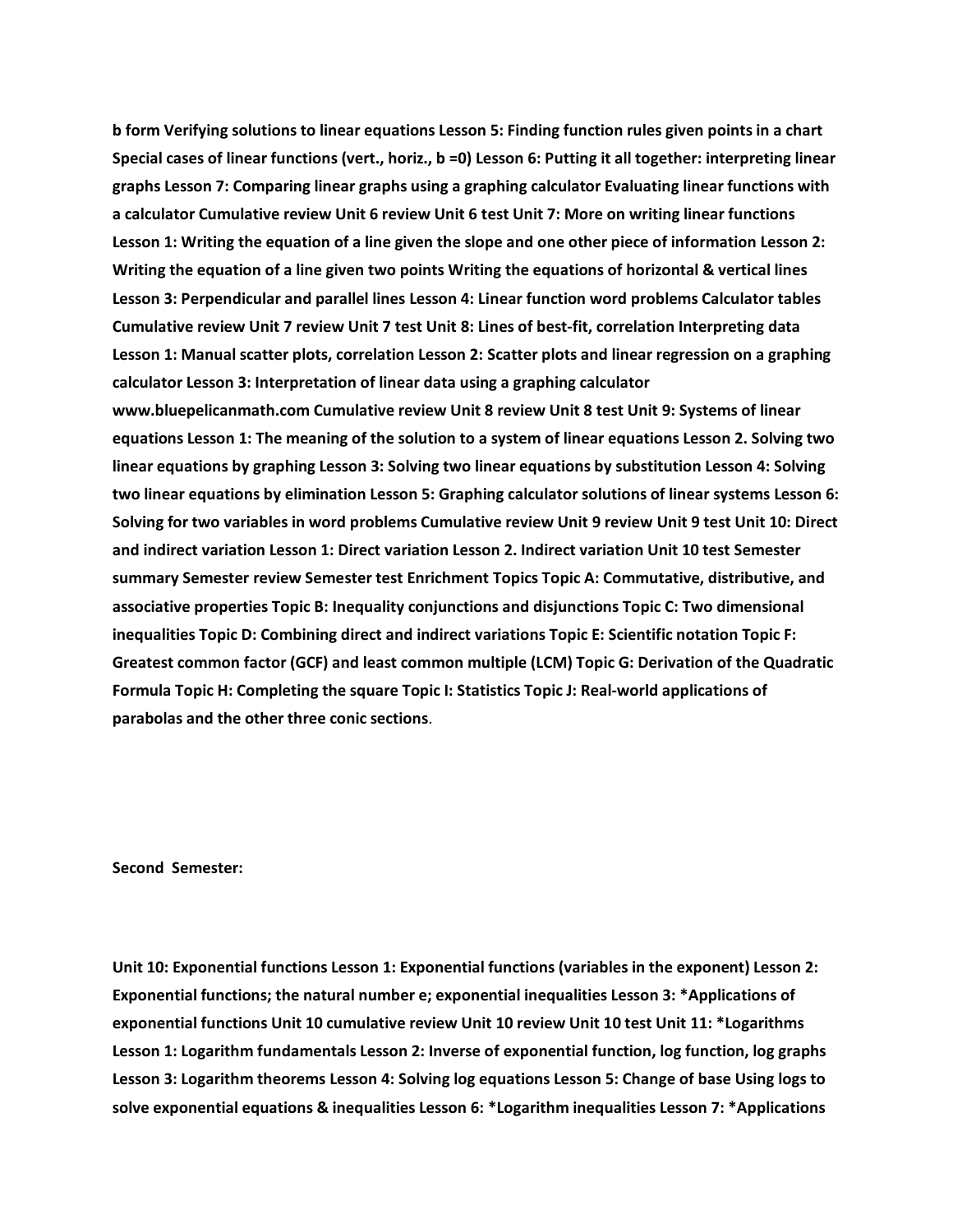**b form Verifying solutions to linear equations Lesson 5: Finding function rules given points in a chart Special cases of linear functions (vert., horiz., b =0) Lesson 6: Putting it all together: interpreting linear graphs Lesson 7: Comparing linear graphs using a graphing calculator Evaluating linear functions with a calculator Cumulative review Unit 6 review Unit 6 test Unit 7: More on writing linear functions Lesson 1: Writing the equation of a line given the slope and one other piece of information Lesson 2: Writing the equation of a line given two points Writing the equations of horizontal & vertical lines Lesson 3: Perpendicular and parallel lines Lesson 4: Linear function word problems Calculator tables Cumulative review Unit 7 review Unit 7 test Unit 8: Lines of best-fit, correlation Interpreting data Lesson 1: Manual scatter plots, correlation Lesson 2: Scatter plots and linear regression on a graphing calculator Lesson 3: Interpretation of linear data using a graphing calculator www.bluepelicanmath.com Cumulative review Unit 8 review Unit 8 test Unit 9: Systems of linear equations Lesson 1: The meaning of the solution to a system of linear equations Lesson 2. Solving two linear equations by graphing Lesson 3: Solving two linear equations by substitution Lesson 4: Solving two linear equations by elimination Lesson 5: Graphing calculator solutions of linear systems Lesson 6: Solving for two variables in word problems Cumulative review Unit 9 review Unit 9 test Unit 10: Direct and indirect variation Lesson 1: Direct variation Lesson 2. Indirect variation Unit 10 test Semester summary Semester review Semester test Enrichment Topics Topic A: Commutative, distributive, and associative properties Topic B: Inequality conjunctions and disjunctions Topic C: Two dimensional inequalities Topic D: Combining direct and indirect variations Topic E: Scientific notation Topic F: Greatest common factor (GCF) and least common multiple (LCM) Topic G: Derivation of the Quadratic Formula Topic H: Completing the square Topic I: Statistics Topic J: Real-world applications of parabolas and the other three conic sections**.

**Second Semester:**

**Unit 10: Exponential functions Lesson 1: Exponential functions (variables in the exponent) Lesson 2: Exponential functions; the natural number e; exponential inequalities Lesson 3: *Applications of exponential functions Unit 10 cumulative review Unit 10 review Unit 10 test Unit 11: *Logarithms Lesson 1: Logarithm fundamentals Lesson 2: Inverse of exponential function, log function, log graphs Lesson 3: Logarithm theorems Lesson 4: Solving log equations Lesson 5: Change of base Using logs to solve exponential equations & inequalities Lesson 6: *Logarithm inequalities Lesson 7: *Applications**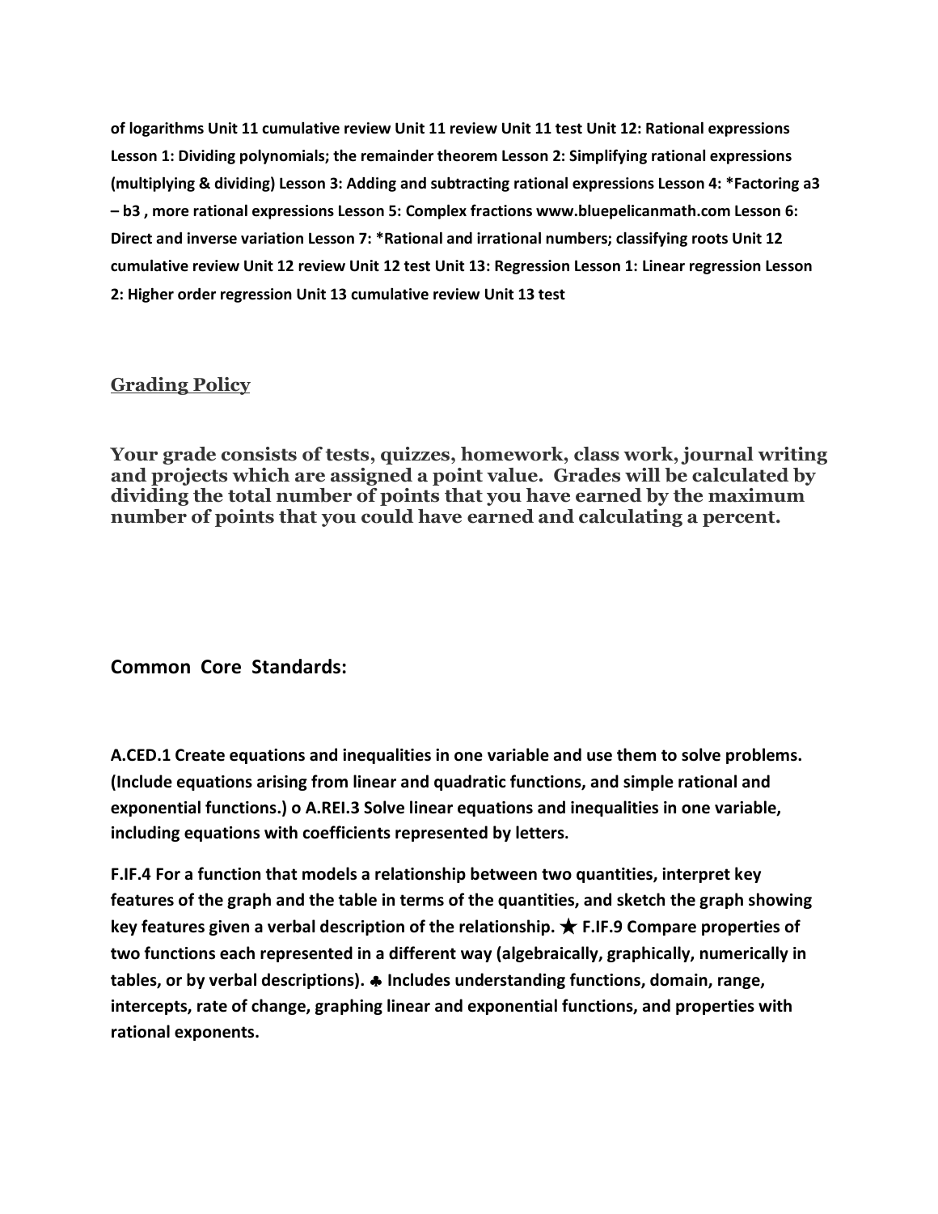**of logarithms Unit 11 cumulative review Unit 11 review Unit 11 test Unit 12: Rational expressions Lesson 1: Dividing polynomials; the remainder theorem Lesson 2: Simplifying rational expressions (multiplying & dividing) Lesson 3: Adding and subtracting rational expressions Lesson 4: *Factoring a3 – b3 , more rational expressions Lesson 5: Complex fractions www.bluepelicanmath.com Lesson 6: Direct and inverse variation Lesson 7: *Rational and irrational numbers; classifying roots Unit 12 cumulative review Unit 12 review Unit 12 test Unit 13: Regression Lesson 1: Linear regression Lesson 2: Higher order regression Unit 13 cumulative review Unit 13 test**

## Grading Policy

**Your grade consists of tests, quizzes, homework, class work, journal writing and projects which are assigned a point value. Grades will be calculated by dividing the total number of points that you have earned by the maximum number of points that you could have earned and calculating a percent.**

## Common Core Standards:

**A.CED.1 Create equations and inequalities in one variable and use them to solve problems. (Include equations arising from linear and quadratic functions, and simple rational and exponential functions.) o A.REI.3 Solve linear equations and inequalities in one variable, including equations with coefficients represented by letters.**

**F.IF.4 For a function that models a relationship between two quantities, interpret key features of the graph and the table in terms of the quantities, and sketch the graph showing key features given a verbal description of the relationship. ★ F.IF.9 Compare properties of two functions each represented in a different way (algebraically, graphically, numerically in tables, or by verbal descriptions). ♣ Includes understanding functions, domain, range, intercepts, rate of change, graphing linear and exponential functions, and properties with rational exponents.**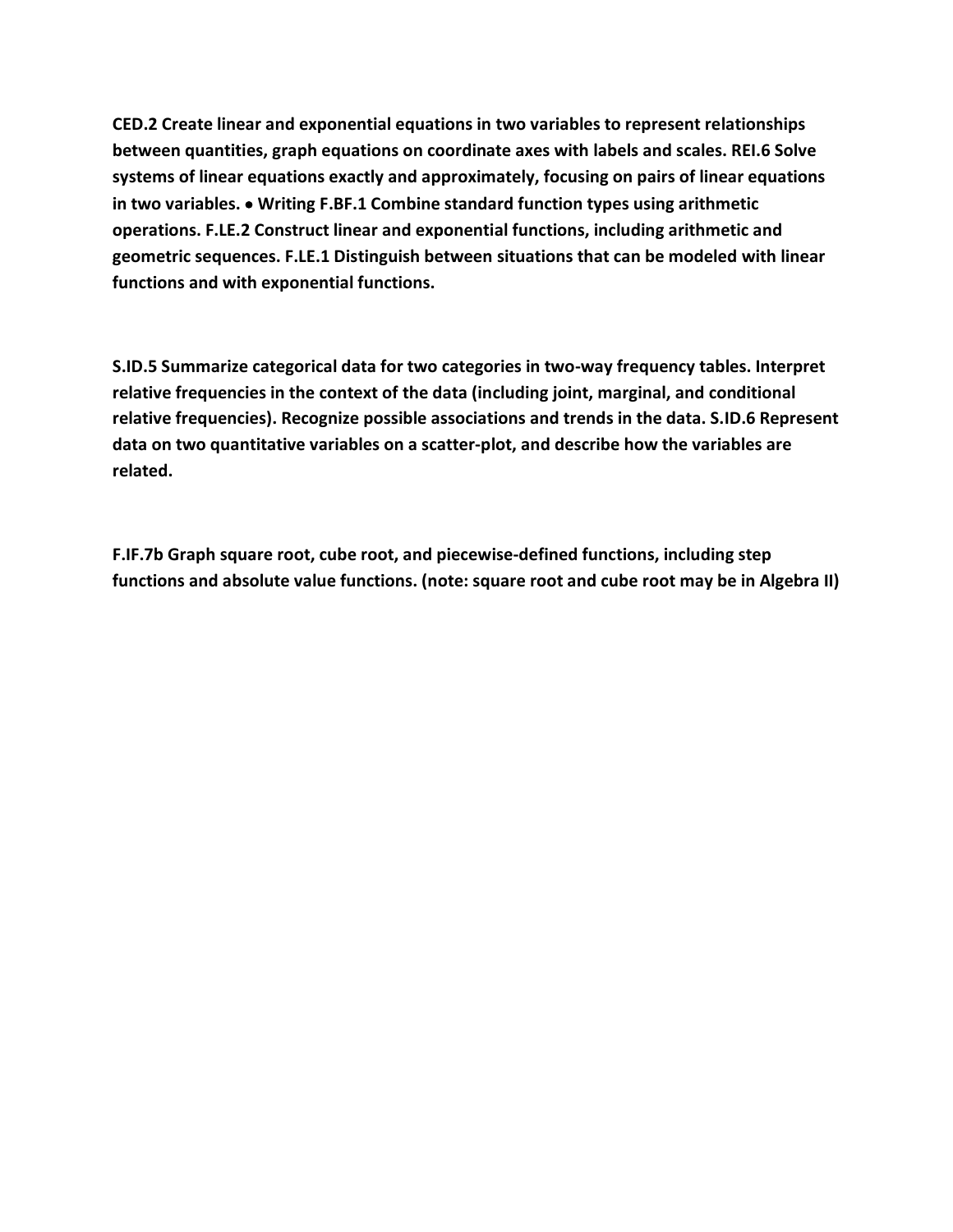**CED.2 Create linear and exponential equations in two variables to represent relationships between quantities, graph equations on coordinate axes with labels and scales. REI.6 Solve systems of linear equations exactly and approximately, focusing on pairs of linear equations in two variables. • Writing F.BF.1 Combine standard function types using arithmetic operations. F.LE.2 Construct linear and exponential functions, including arithmetic and geometric sequences. F.LE.1 Distinguish between situations that can be modeled with linear functions and with exponential functions.**

**S.ID.5 Summarize categorical data for two categories in two-way frequency tables. Interpret relative frequencies in the context of the data (including joint, marginal, and conditional relative frequencies). Recognize possible associations and trends in the data. S.ID.6 Represent data on two quantitative variables on a scatter-plot, and describe how the variables are related.**

**F.IF.7b Graph square root, cube root, and piecewise-defined functions, including step functions and absolute value functions. (note: square root and cube root may be in Algebra II)**